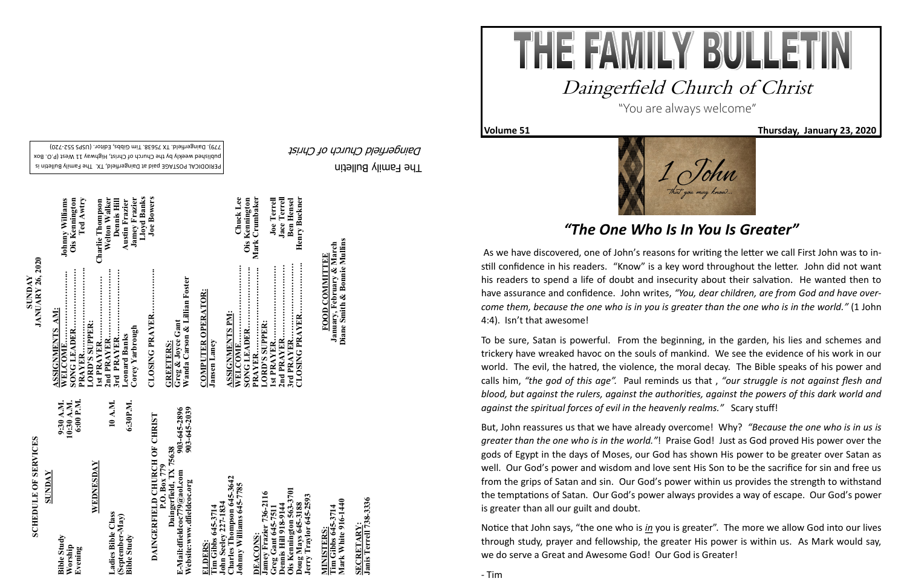## SCHEDULE OF SERVICES

**SUNDAY**

| | |
|---|---|
| Bible Study | 9:30 A.M. |
| Worship | 10:30 A.M. |
| Evening | 6:00 P.M. |

**WEDNESDAY**

| | |
|---|---|
| Ladies Bible Class (September-May) | 10 A.M. |
| Bible Study | 6:30P.M. |

**DAINGERFIELD CHURCH OF CHRIST**
**P.O. Box 779**
**Daingerfield, TX 75638**
**E-Mail:dfieldcoc779@aol.com 903-645-2896**
**Website:www.dfieldcoc.org 903-645-2039**

**ELDERS:**
Tim Gibbs 645-3714
John Seeley 227-1834
Charles Thompson 645-3642
Johnny Williams 645-7785

**DEACONS:**
Jamey Frazier 736-2116
Greg Gant 645-7511
Dennis Hill 918-9144
Ois Kennington 563-3701
Doug Mays 645-3188
Jerry Traylor 645-2593

**MINISTERS:**
Tim Gibbs 645-3714
Mark White 916-1440

**SECRETARY:**
Janis Terrell 738-3336

## SUNDAY JANUARY 26, 2020

**ASSIGNMENTS AM:**

| | |
|---|---|
| WELCOME | Johnny Williams |
| SONG LEADER | Ois Kennington |
| PRAYER | Ted Awtry |
| LORD'S SUPPER: | |
| 1st PRAYER | Charlie Thompson |
| 2nd PRAYER | Welton Walker |
| 3rd PRAYER | Dennis Hill |
| Leonard Banks | Austin Frazier |
| Corey Yarbrough | Jamey Frazier |
| | Lloyd Banks |
| CLOSING PRAYER | Joe Bowers |

**GREETERS:**
Greg & Joyce Gant
Wanda Carson & Lillian Foster

**COMPUTER OPERATOR:**
Jansen Laney

**ASSIGNMENTS PM:**

| | |
|---|---|
| WELCOME | Chuck Lee |
| SONG LEADER | Ois Kennington |
| PRAYER | Mark Crumbaker |
| LORD'S SUPPER: | |
| 1st PRAYER | Joe Terrell |
| 2nd PRAYER | Jace Terrell |
| 3rd PRAYER | Ben Hensel |
| CLOSING PRAYER | Henry Buckner |

**FOOD COMMITTEE**
January, February & March
Diane Smith & Bonnie Mullins

The Family Bulletin
*Daingerfield Church of Christ*

PERIODICAL POSTAGE paid at Daingerfield, TX. The Family Bulletin is published weekly by the Church of Christ, Highway 11 West (P.O. Box 779), Daingerfield, TX 75638. Tim Gibbs, Editor. (USPS 552-720)

# THE FAMILY BULLETIN

## Daingerfield Church of Christ

"You are always welcome"

**Volume 51** **Thursday, January 23, 2020**

## *"The One Who Is In You Is Greater"*

As we have discovered, one of John's reasons for writing the letter we call First John was to instill confidence in his readers. "Know" is a key word throughout the letter. John did not want his readers to spend a life of doubt and insecurity about their salvation. He wanted then to have assurance and confidence. John writes, *"You, dear children, are from God and have overcome them, because the one who is in you is greater than the one who is in the world."* (1 John 4:4). Isn't that awesome!

To be sure, Satan is powerful. From the beginning, in the garden, his lies and schemes and trickery have wreaked havoc on the souls of mankind. We see the evidence of his work in our world. The evil, the hatred, the violence, the moral decay. The Bible speaks of his power and calls him, *"the god of this age".* Paul reminds us that , *"our struggle is not against flesh and blood, but against the rulers, against the authorities, against the powers of this dark world and against the spiritual forces of evil in the heavenly realms."* Scary stuff!

But, John reassures us that we have already overcome! Why? *"Because the one who is in us is greater than the one who is in the world."*! Praise God! Just as God proved His power over the gods of Egypt in the days of Moses, our God has shown His power to be greater over Satan as well. Our God's power and wisdom and love sent His Son to be the sacrifice for sin and free us from the grips of Satan and sin. Our God's power within us provides the strength to withstand the temptations of Satan. Our God's power always provides a way of escape. Our God's power is greater than all our guilt and doubt.

Notice that John says, "the one who is ***in*** you is greater". The more we allow God into our lives through study, prayer and fellowship, the greater His power is within us. As Mark would say, we do serve a Great and Awesome God! Our God is Greater!

- Tim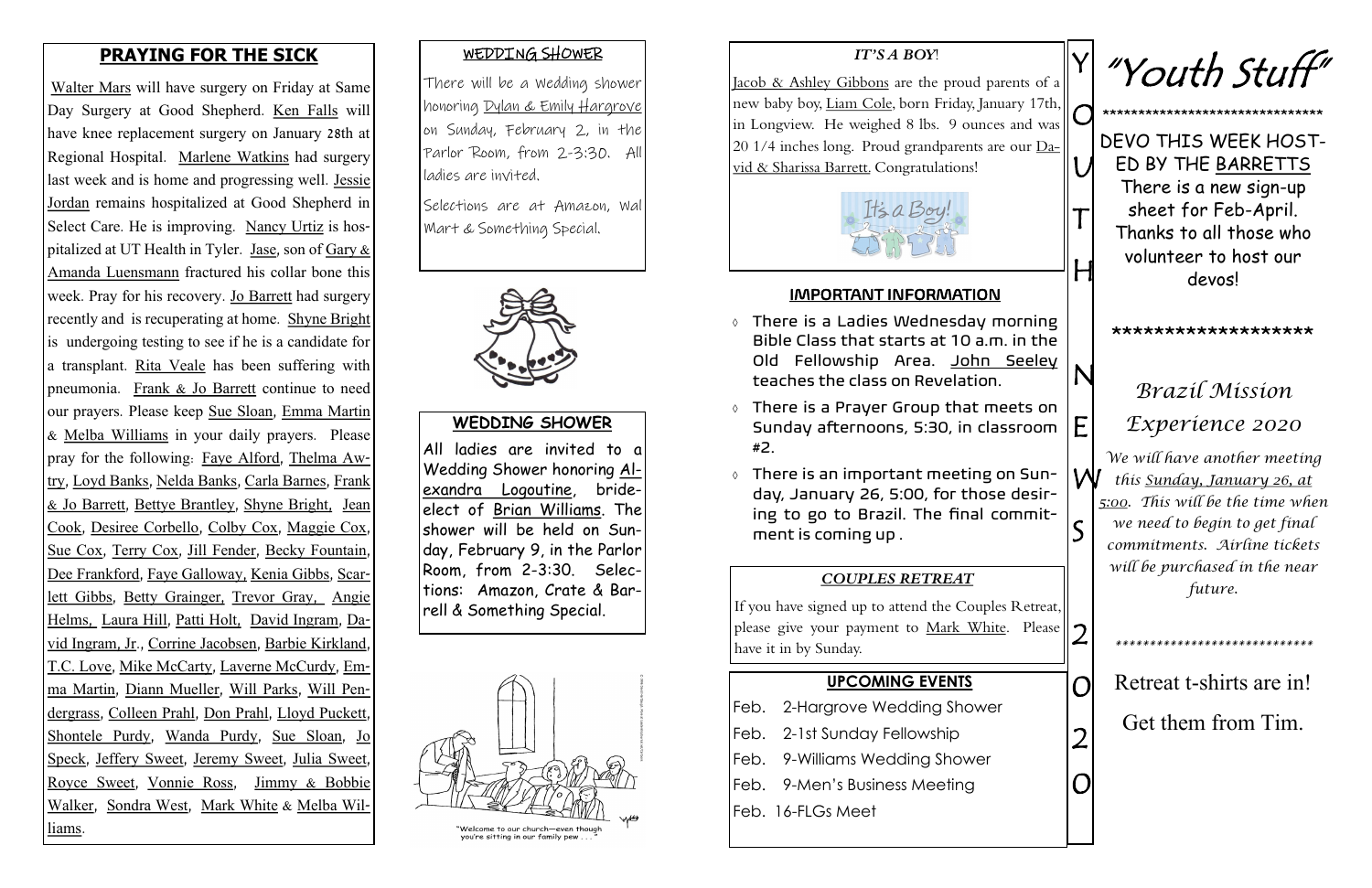## PRAYING FOR THE SICK

Walter Mars will have surgery on Friday at Same Day Surgery at Good Shepherd. Ken Falls will have knee replacement surgery on January 28th at Regional Hospital. Marlene Watkins had surgery last week and is home and progressing well. Jessie Jordan remains hospitalized at Good Shepherd in Select Care. He is improving. Nancy Urtiz is hospitalized at UT Health in Tyler. Jase, son of Gary & Amanda Luensmann fractured his collar bone this week. Pray for his recovery. Jo Barrett had surgery recently and is recuperating at home. Shyne Bright is undergoing testing to see if he is a candidate for a transplant. Rita Veale has been suffering with pneumonia. Frank & Jo Barrett continue to need our prayers. Please keep Sue Sloan, Emma Martin & Melba Williams in your daily prayers. Please pray for the following: Faye Alford, Thelma Awtry, Loyd Banks, Nelda Banks, Carla Barnes, Frank & Jo Barrett, Bettye Brantley, Shyne Bright, Jean Cook, Desiree Corbello, Colby Cox, Maggie Cox, Sue Cox, Terry Cox, Jill Fender, Becky Fountain, Dee Frankford, Faye Galloway, Kenia Gibbs, Scarlett Gibbs, Betty Grainger, Trevor Gray, Angie Helms, Laura Hill, Patti Holt, David Ingram, David Ingram, Jr., Corrine Jacobsen, Barbie Kirkland, T.C. Love, Mike McCarty, Laverne McCurdy, Emma Martin, Diann Mueller, Will Parks, Will Pendergrass, Colleen Prahl, Don Prahl, Lloyd Puckett, Shontele Purdy, Wanda Purdy, Sue Sloan, Jo Speck, Jeffery Sweet, Jeremy Sweet, Julia Sweet, Royce Sweet, Vonnie Ross, Jimmy & Bobbie Walker, Sondra West, Mark White & Melba Williams.

## WEDDING SHOWER

There will be a wedding shower honoring Dylan & Emily Hargrove on Sunday, February 2, in the Parlor Room, from 2-3:30. All ladies are invited.

Selections are at Amazon, Wal Mart & Something Special.

## WEDDING SHOWER

All ladies are invited to a Wedding Shower honoring Alexandra Logoutine, bride-elect of Brian Williams. The shower will be held on Sunday, February 9, in the Parlor Room, from 2-3:30. Selections: Amazon, Crate & Barrell & Something Special.

"Welcome to our church—even though you're sitting in our family pew . . ."

## *IT'S A BOY!*

Jacob & Ashley Gibbons are the proud parents of a new baby boy, Liam Cole, born Friday, January 17th, in Longview. He weighed 8 lbs. 9 ounces and was 20 1/4 inches long. Proud grandparents are our David & Sharissa Barrett. Congratulations!

It's a Boy!

## IMPORTANT INFORMATION

- There is a Ladies Wednesday morning Bible Class that starts at 10 a.m. in the Old Fellowship Area. John Seeley teaches the class on Revelation.
- There is a Prayer Group that meets on Sunday afternoons, 5:30, in classroom #2.
- There is an important meeting on Sunday, January 26, 5:00, for those desiring to go to Brazil. The final commitment is coming up .

## *COUPLES RETREAT*

If you have signed up to attend the Couples Retreat, please give your payment to Mark White. Please have it in by Sunday.

## UPCOMING EVENTS

- Feb. 2-Hargrove Wedding Shower
- Feb. 2-1st Sunday Fellowship
- Feb. 9-Williams Wedding Shower
- Feb. 9-Men's Business Meeting
- Feb. 16-FLGs Meet

## YOUTH NEWS 2020

# "Youth Stuff"

*******************************

DEVO THIS WEEK HOSTED BY THE BARRETTS
There is a new sign-up sheet for Feb-April. Thanks to all those who volunteer to host our devos!

*******************

### *Brazil Mission Experience 2020*

*We will have another meeting this Sunday, January 26, at 5:00. This will be the time when we need to begin to get final commitments. Airline tickets will be purchased in the near future.*

*****************************

Retreat t-shirts are in!

Get them from Tim.